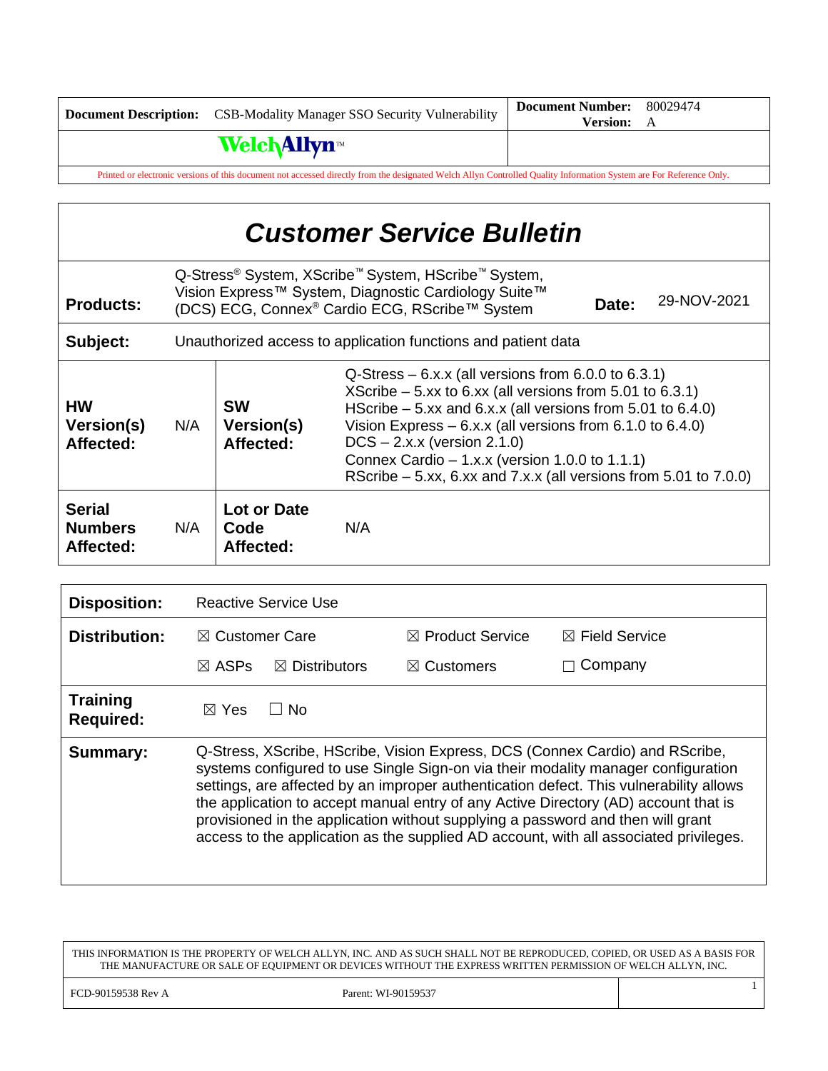| **Document Description:** CSB-Modality Manager SSO Security Vulnerability | **Document Number:** 80029474 **Version:** A |
|---|---|
| WelchAllyn™ | |

Printed or electronic versions of this document not accessed directly from the designated Welch Allyn Controlled Quality Information System are For Reference Only.

# *Customer Service Bulletin*

| | | | |
|---|---|---|---|
| **Products:** | Q-Stress® System, XScribe™ System, HScribe™ System, Vision Express™ System, Diagnostic Cardiology Suite™ (DCS) ECG, Connex® Cardio ECG, RScribe™ System | **Date:** | 29-NOV-2021 |
| **Subject:** | Unauthorized access to application functions and patient data | | |

| | | | |
|---|---|---|---|
| **HW Version(s) Affected:** | N/A | **SW Version(s) Affected:** | Q-Stress – 6.x.x (all versions from 6.0.0 to 6.3.1)<br>XScribe – 5.xx to 6.xx (all versions from 5.01 to 6.3.1)<br>HScribe – 5.xx and 6.x.x (all versions from 5.01 to 6.4.0)<br>Vision Express – 6.x.x (all versions from 6.1.0 to 6.4.0)<br>DCS – 2.x.x (version 2.1.0)<br>Connex Cardio – 1.x.x (version 1.0.0 to 1.1.1)<br>RScribe – 5.xx, 6.xx and 7.x.x (all versions from 5.01 to 7.0.0) |
| **Serial Numbers Affected:** | N/A | **Lot or Date Code Affected:** | N/A |

| | | | |
|---|---|---|---|
| **Disposition:** | Reactive Service Use | | |
| **Distribution:** | ☒ Customer Care | ☒ Product Service | ☒ Field Service |
| | ☒ ASPs ☒ Distributors | ☒ Customers | ☐ Company |
| **Training Required:** | ☒ Yes ☐ No | | |
| **Summary:** | Q-Stress, XScribe, HScribe, Vision Express, DCS (Connex Cardio) and RScribe, systems configured to use Single Sign-on via their modality manager configuration settings, are affected by an improper authentication defect. This vulnerability allows the application to accept manual entry of any Active Directory (AD) account that is provisioned in the application without supplying a password and then will grant access to the application as the supplied AD account, with all associated privileges. | | |

THIS INFORMATION IS THE PROPERTY OF WELCH ALLYN, INC. AND AS SUCH SHALL NOT BE REPRODUCED, COPIED, OR USED AS A BASIS FOR THE MANUFACTURE OR SALE OF EQUIPMENT OR DEVICES WITHOUT THE EXPRESS WRITTEN PERMISSION OF WELCH ALLYN, INC.

FCD-90159538 Rev A Parent: WI-90159537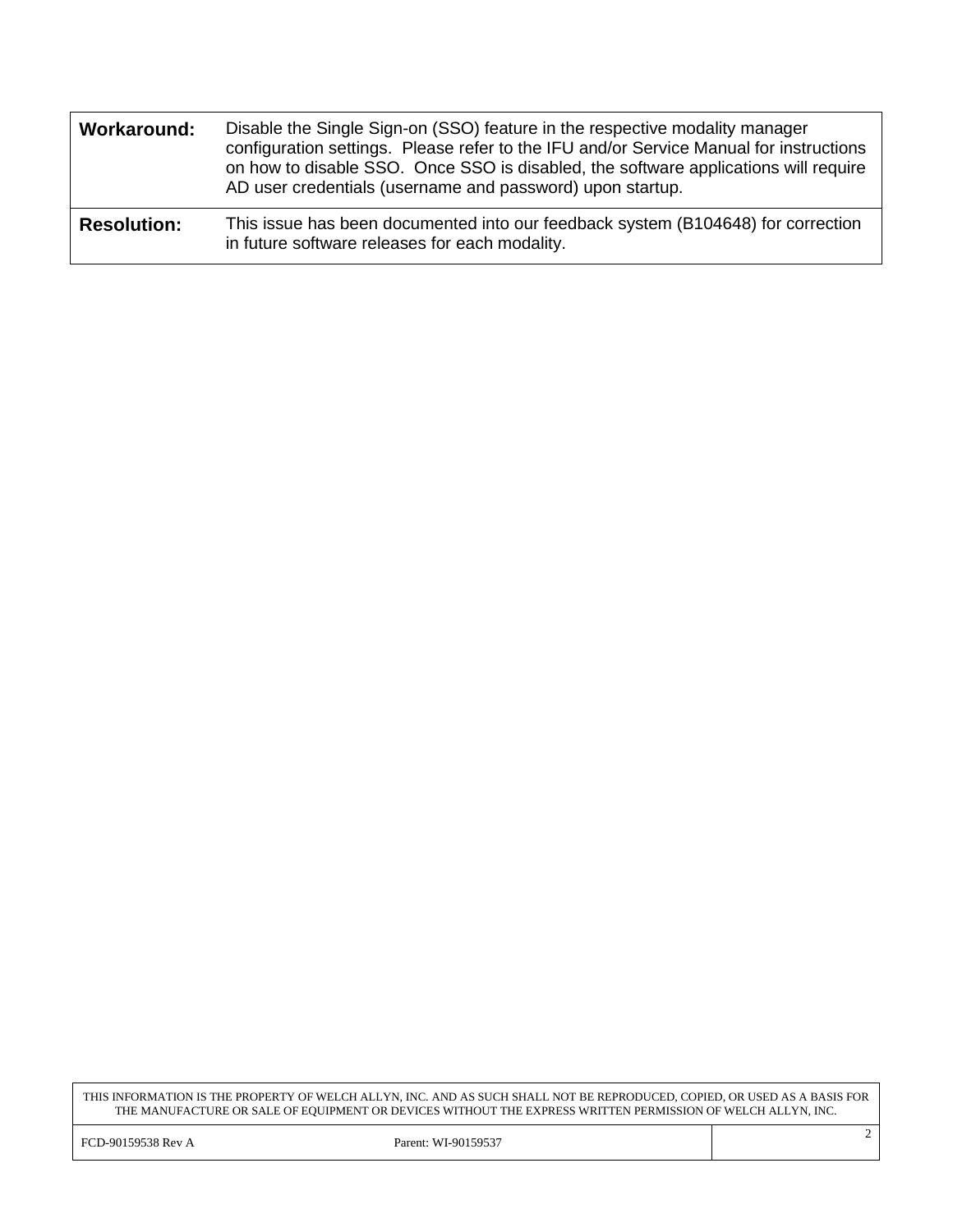| | |
|---|---|
| **Workaround:** | Disable the Single Sign-on (SSO) feature in the respective modality manager configuration settings. Please refer to the IFU and/or Service Manual for instructions on how to disable SSO. Once SSO is disabled, the software applications will require AD user credentials (username and password) upon startup. |
| **Resolution:** | This issue has been documented into our feedback system (B104648) for correction in future software releases for each modality. |